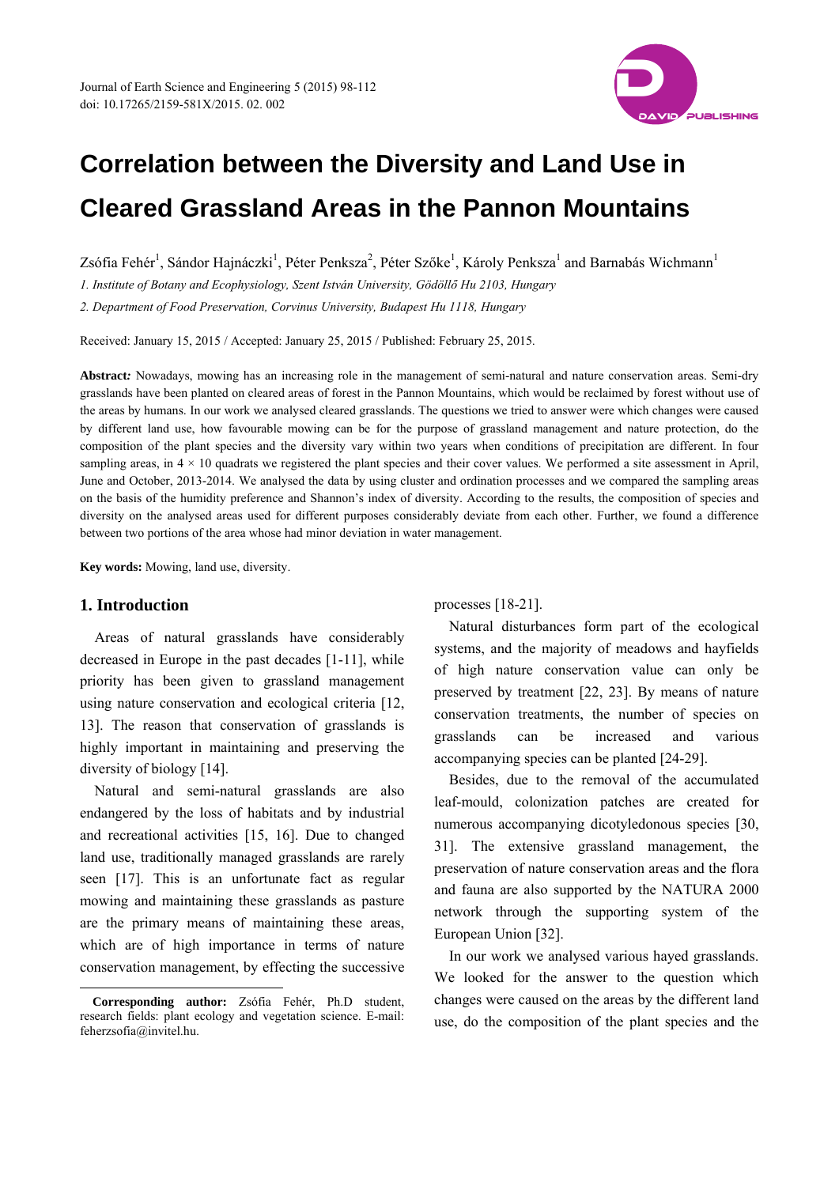# Correlation between the Diversity and Land Use in Cleared Grassland Areas in the Pannon Mountains

Zsófia Fehér[1], Sándor Hajnáczki[1], Péter Penksza[2], Péter Szőke[1], Károly Penksza[1] and Barnabás Wichmann[1]

*1. Institute of Botany and Ecophysiology, Szent István University, Gödöllő Hu 2103, Hungary*

*2. Department of Food Preservation, Corvinus University, Budapest Hu 1118, Hungary*

Received: January 15, 2015 / Accepted: January 25, 2015 / Published: February 25, 2015.

**Abstract:** Nowadays, mowing has an increasing role in the management of semi-natural and nature conservation areas. Semi-dry grasslands have been planted on cleared areas of forest in the Pannon Mountains, which would be reclaimed by forest without use of the areas by humans. In our work we analysed cleared grasslands. The questions we tried to answer were which changes were caused by different land use, how favourable mowing can be for the purpose of grassland management and nature protection, do the composition of the plant species and the diversity vary within two years when conditions of precipitation are different. In four sampling areas, in 4 × 10 quadrats we registered the plant species and their cover values. We performed a site assessment in April, June and October, 2013-2014. We analysed the data by using cluster and ordination processes and we compared the sampling areas on the basis of the humidity preference and Shannon's index of diversity. According to the results, the composition of species and diversity on the analysed areas used for different purposes considerably deviate from each other. Further, we found a difference between two portions of the area whose had minor deviation in water management.

**Key words:** Mowing, land use, diversity.

## 1. Introduction

Areas of natural grasslands have considerably decreased in Europe in the past decades [1-11], while priority has been given to grassland management using nature conservation and ecological criteria [12, 13]. The reason that conservation of grasslands is highly important in maintaining and preserving the diversity of biology [14].

Natural and semi-natural grasslands are also endangered by the loss of habitats and by industrial and recreational activities [15, 16]. Due to changed land use, traditionally managed grasslands are rarely seen [17]. This is an unfortunate fact as regular mowing and maintaining these grasslands as pasture are the primary means of maintaining these areas, which are of high importance in terms of nature conservation management, by effecting the successive processes [18-21].

Natural disturbances form part of the ecological systems, and the majority of meadows and hayfields of high nature conservation value can only be preserved by treatment [22, 23]. By means of nature conservation treatments, the number of species on grasslands can be increased and various accompanying species can be planted [24-29].

Besides, due to the removal of the accumulated leaf-mould, colonization patches are created for numerous accompanying dicotyledonous species [30, 31]. The extensive grassland management, the preservation of nature conservation areas and the flora and fauna are also supported by the NATURA 2000 network through the supporting system of the European Union [32].

In our work we analysed various hayed grasslands. We looked for the answer to the question which changes were caused on the areas by the different land use, do the composition of the plant species and the

**Corresponding author:** Zsófia Fehér, Ph.D student, research fields: plant ecology and vegetation science. E-mail: feherzsofia@invitel.hu.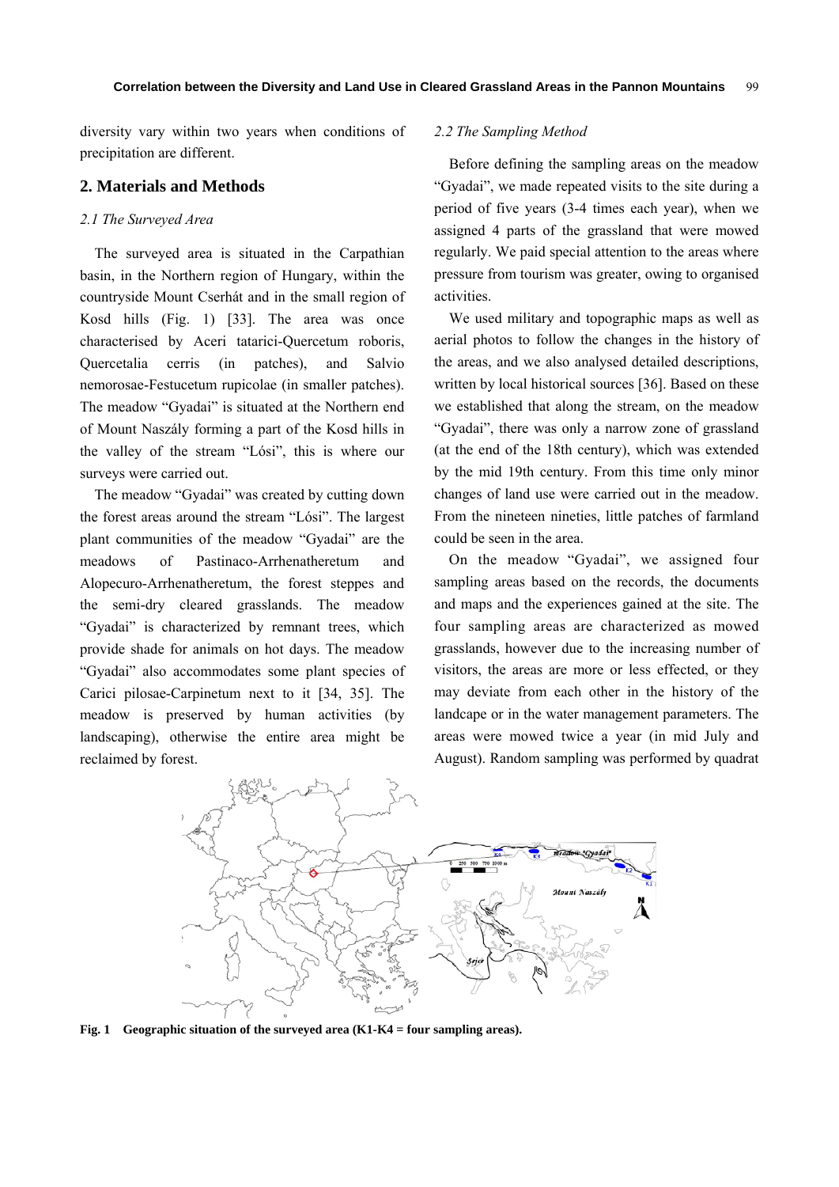diversity vary within two years when conditions of precipitation are different.

## 2. Materials and Methods

### 2.1 The Surveyed Area

The surveyed area is situated in the Carpathian basin, in the Northern region of Hungary, within the countryside Mount Cserhát and in the small region of Kosd hills (Fig. 1) [33]. The area was once characterised by Aceri tatarici-Quercetum roboris, Quercetalia cerris (in patches), and Salvio nemorosae-Festucetum rupicolae (in smaller patches). The meadow "Gyadai" is situated at the Northern end of Mount Naszály forming a part of the Kosd hills in the valley of the stream "Lósi", this is where our surveys were carried out.

The meadow "Gyadai" was created by cutting down the forest areas around the stream "Lósi". The largest plant communities of the meadow "Gyadai" are the meadows of Pastinaco-Arrhenatheretum and Alopecuro-Arrhenatheretum, the forest steppes and the semi-dry cleared grasslands. The meadow "Gyadai" is characterized by remnant trees, which provide shade for animals on hot days. The meadow "Gyadai" also accommodates some plant species of Carici pilosae-Carpinetum next to it [34, 35]. The meadow is preserved by human activities (by landscaping), otherwise the entire area might be reclaimed by forest.

### 2.2 The Sampling Method

Before defining the sampling areas on the meadow "Gyadai", we made repeated visits to the site during a period of five years (3-4 times each year), when we assigned 4 parts of the grassland that were mowed regularly. We paid special attention to the areas where pressure from tourism was greater, owing to organised activities.

We used military and topographic maps as well as aerial photos to follow the changes in the history of the areas, and we also analysed detailed descriptions, written by local historical sources [36]. Based on these we established that along the stream, on the meadow "Gyadai", there was only a narrow zone of grassland (at the end of the 18th century), which was extended by the mid 19th century. From this time only minor changes of land use were carried out in the meadow. From the nineteen nineties, little patches of farmland could be seen in the area.

On the meadow "Gyadai", we assigned four sampling areas based on the records, the documents and maps and the experiences gained at the site. The four sampling areas are characterized as mowed grasslands, however due to the increasing number of visitors, the areas are more or less effected, or they may deviate from each other in the history of the landcape or in the water management parameters. The areas were mowed twice a year (in mid July and August). Random sampling was performed by quadrat

**Fig. 1 Geographic situation of the surveyed area (K1-K4 = four sampling areas).**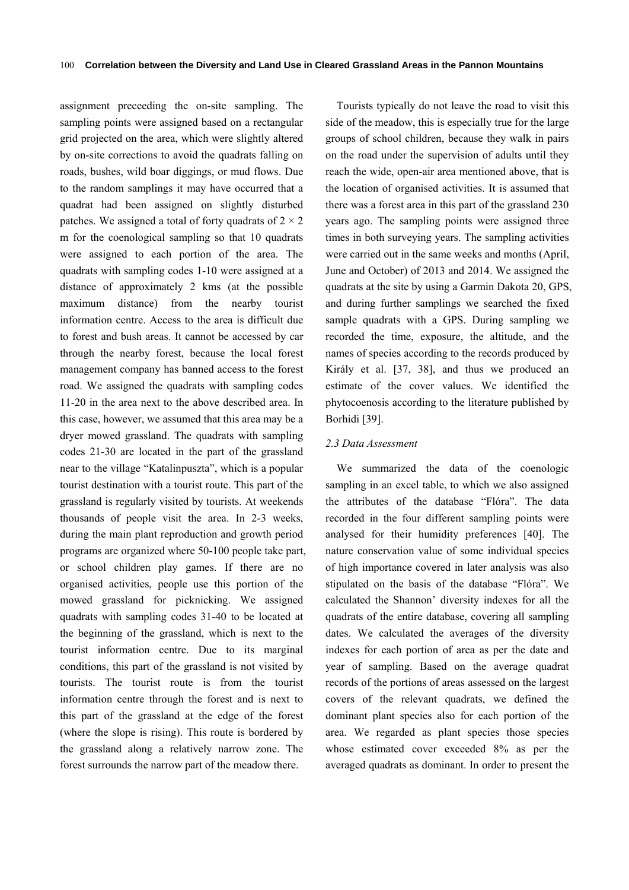assignment preceeding the on-site sampling. The sampling points were assigned based on a rectangular grid projected on the area, which were slightly altered by on-site corrections to avoid the quadrats falling on roads, bushes, wild boar diggings, or mud flows. Due to the random samplings it may have occurred that a quadrat had been assigned on slightly disturbed patches. We assigned a total of forty quadrats of $2 \times 2$ m for the coenological sampling so that 10 quadrats were assigned to each portion of the area. The quadrats with sampling codes 1-10 were assigned at a distance of approximately 2 kms (at the possible maximum distance) from the nearby tourist information centre. Access to the area is difficult due to forest and bush areas. It cannot be accessed by car through the nearby forest, because the local forest management company has banned access to the forest road. We assigned the quadrats with sampling codes 11-20 in the area next to the above described area. In this case, however, we assumed that this area may be a dryer mowed grassland. The quadrats with sampling codes 21-30 are located in the part of the grassland near to the village "Katalinpuszta", which is a popular tourist destination with a tourist route. This part of the grassland is regularly visited by tourists. At weekends thousands of people visit the area. In 2-3 weeks, during the main plant reproduction and growth period programs are organized where 50-100 people take part, or school children play games. If there are no organised activities, people use this portion of the mowed grassland for picknicking. We assigned quadrats with sampling codes 31-40 to be located at the beginning of the grassland, which is next to the tourist information centre. Due to its marginal conditions, this part of the grassland is not visited by tourists. The tourist route is from the tourist information centre through the forest and is next to this part of the grassland at the edge of the forest (where the slope is rising). This route is bordered by the grassland along a relatively narrow zone. The forest surrounds the narrow part of the meadow there.

Tourists typically do not leave the road to visit this side of the meadow, this is especially true for the large groups of school children, because they walk in pairs on the road under the supervision of adults until they reach the wide, open-air area mentioned above, that is the location of organised activities. It is assumed that there was a forest area in this part of the grassland 230 years ago. The sampling points were assigned three times in both surveying years. The sampling activities were carried out in the same weeks and months (April, June and October) of 2013 and 2014. We assigned the quadrats at the site by using a Garmin Dakota 20, GPS, and during further samplings we searched the fixed sample quadrats with a GPS. During sampling we recorded the time, exposure, the altitude, and the names of species according to the records produced by Király et al. [37, 38], and thus we produced an estimate of the cover values. We identified the phytocoenosis according to the literature published by Borhidi [39].

### *2.3 Data Assessment*

We summarized the data of the coenologic sampling in an excel table, to which we also assigned the attributes of the database "Flóra". The data recorded in the four different sampling points were analysed for their humidity preferences [40]. The nature conservation value of some individual species of high importance covered in later analysis was also stipulated on the basis of the database "Flóra". We calculated the Shannon' diversity indexes for all the quadrats of the entire database, covering all sampling dates. We calculated the averages of the diversity indexes for each portion of area as per the date and year of sampling. Based on the average quadrat records of the portions of areas assessed on the largest covers of the relevant quadrats, we defined the dominant plant species also for each portion of the area. We regarded as plant species those species whose estimated cover exceeded 8% as per the averaged quadrats as dominant. In order to present the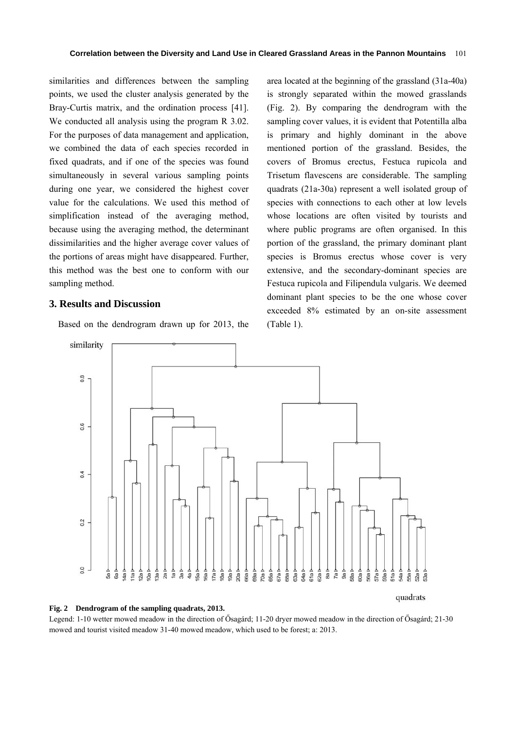similarities and differences between the sampling points, we used the cluster analysis generated by the Bray-Curtis matrix, and the ordination process [41]. We conducted all analysis using the program R 3.02. For the purposes of data management and application, we combined the data of each species recorded in fixed quadrats, and if one of the species was found simultaneously in several various sampling points during one year, we considered the highest cover value for the calculations. We used this method of simplification instead of the averaging method, because using the averaging method, the determinant dissimilarities and the higher average cover values of the portions of areas might have disappeared. Further, this method was the best one to conform with our sampling method.

## 3. Results and Discussion

Based on the dendrogram drawn up for 2013, the area located at the beginning of the grassland (31a-40a) is strongly separated within the mowed grasslands (Fig. 2). By comparing the dendrogram with the sampling cover values, it is evident that Potentilla alba is primary and highly dominant in the above mentioned portion of the grassland. Besides, the covers of Bromus erectus, Festuca rupicola and Trisetum flavescens are considerable. The sampling quadrats (21a-30a) represent a well isolated group of species with connections to each other at low levels whose locations are often visited by tourists and where public programs are often organised. In this portion of the grassland, the primary dominant plant species is Bromus erectus whose cover is very extensive, and the secondary-dominant species are Festuca rupicola and Filipendula vulgaris. We deemed dominant plant species to be the one whose cover exceeded 8% estimated by an on-site assessment (Table 1).

**Fig. 2 Dendrogram of the sampling quadrats, 2013.**

Legend: 1-10 wetter mowed meadow in the direction of Ősagárd; 11-20 dryer mowed meadow in the direction of Ősagárd; 21-30 mowed and tourist visited meadow 31-40 mowed meadow, which used to be forest; a: 2013.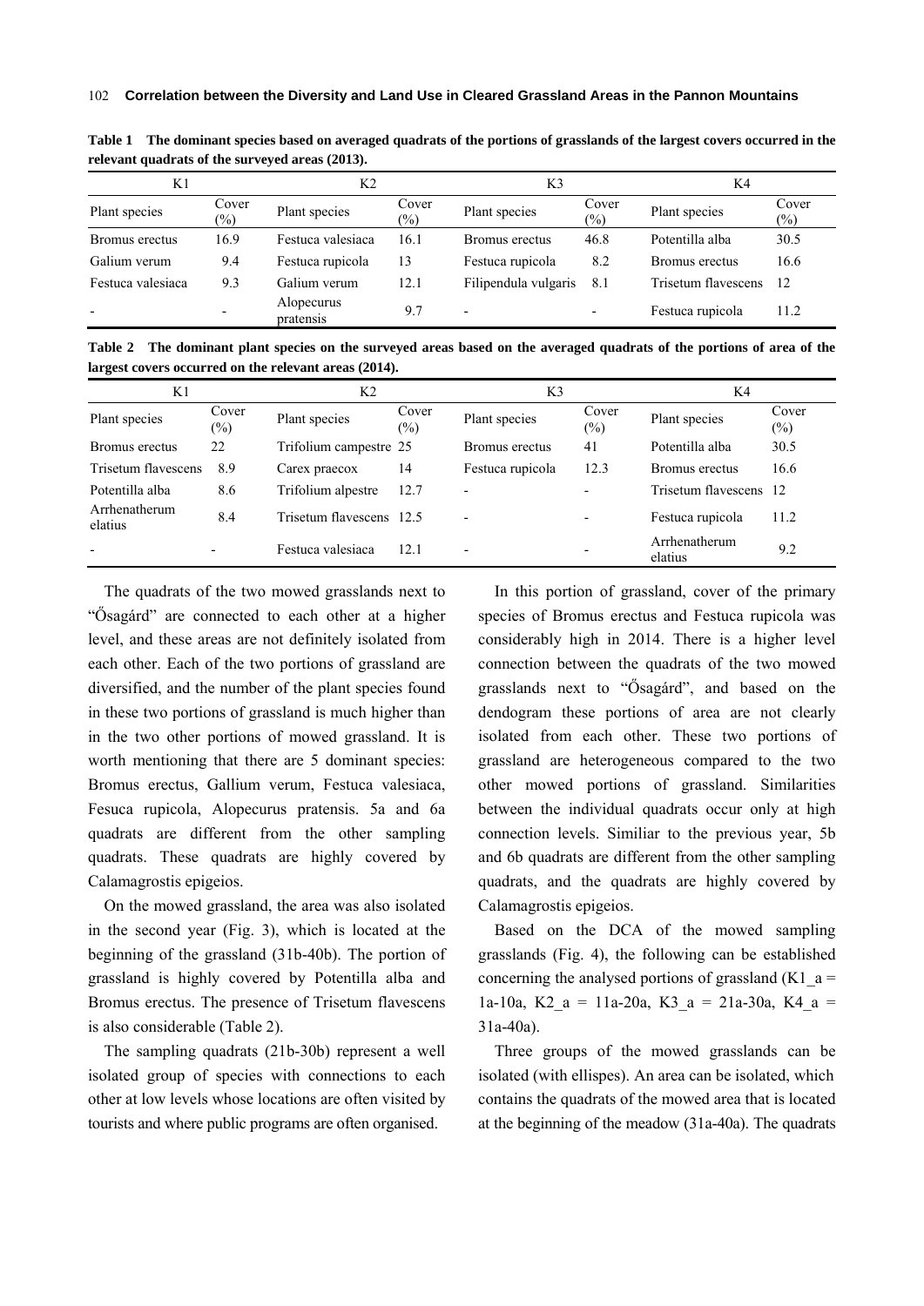**Table 1 The dominant species based on averaged quadrats of the portions of grasslands of the largest covers occurred in the relevant quadrats of the surveyed areas (2013).**

| K1 | | K2 | | K3 | | K4 | |
|---|---|---|---|---|---|---|---|
| Plant species | Cover (%) | Plant species | Cover (%) | Plant species | Cover (%) | Plant species | Cover (%) |
| Bromus erectus | 16.9 | Festuca valesiaca | 16.1 | Bromus erectus | 46.8 | Potentilla alba | 30.5 |
| Galium verum | 9.4 | Festuca rupicola | 13 | Festuca rupicola | 8.2 | Bromus erectus | 16.6 |
| Festuca valesiaca | 9.3 | Galium verum | 12.1 | Filipendula vulgaris | 8.1 | Trisetum flavescens | 12 |
| - | - | Alopecurus pratensis | 9.7 | - | - | Festuca rupicola | 11.2 |

**Table 2 The dominant plant species on the surveyed areas based on the averaged quadrats of the portions of area of the largest covers occurred on the relevant areas (2014).**

| K1 | | K2 | | K3 | | K4 | |
|---|---|---|---|---|---|---|---|
| Plant species | Cover (%) | Plant species | Cover (%) | Plant species | Cover (%) | Plant species | Cover (%) |
| Bromus erectus | 22 | Trifolium campestre | 25 | Bromus erectus | 41 | Potentilla alba | 30.5 |
| Trisetum flavescens | 8.9 | Carex praecox | 14 | Festuca rupicola | 12.3 | Bromus erectus | 16.6 |
| Potentilla alba | 8.6 | Trifolium alpestre | 12.7 | - | - | Trisetum flavescens | 12 |
| Arrhenatherum elatius | 8.4 | Trisetum flavescens | 12.5 | - | - | Festuca rupicola | 11.2 |
| - | - | Festuca valesiaca | 12.1 | - | - | Arrhenatherum elatius | 9.2 |

The quadrats of the two mowed grasslands next to "Ősagárd" are connected to each other at a higher level, and these areas are not definitely isolated from each other. Each of the two portions of grassland are diversified, and the number of the plant species found in these two portions of grassland is much higher than in the two other portions of mowed grassland. It is worth mentioning that there are 5 dominant species: Bromus erectus, Gallium verum, Festuca valesiaca, Fesuca rupicola, Alopecurus pratensis. 5a and 6a quadrats are different from the other sampling quadrats. These quadrats are highly covered by Calamagrostis epigeios.

On the mowed grassland, the area was also isolated in the second year (Fig. 3), which is located at the beginning of the grassland (31b-40b). The portion of grassland is highly covered by Potentilla alba and Bromus erectus. The presence of Trisetum flavescens is also considerable (Table 2).

The sampling quadrats (21b-30b) represent a well isolated group of species with connections to each other at low levels whose locations are often visited by tourists and where public programs are often organised.

In this portion of grassland, cover of the primary species of Bromus erectus and Festuca rupicola was considerably high in 2014. There is a higher level connection between the quadrats of the two mowed grasslands next to "Ősagárd", and based on the dendogram these portions of area are not clearly isolated from each other. These two portions of grassland are heterogeneous compared to the two other mowed portions of grassland. Similarities between the individual quadrats occur only at high connection levels. Similiar to the previous year, 5b and 6b quadrats are different from the other sampling quadrats, and the quadrats are highly covered by Calamagrostis epigeios.

Based on the DCA of the mowed sampling grasslands (Fig. 4), the following can be established concerning the analysed portions of grassland (K1_a = 1a-10a, K2_a = 11a-20a, K3_a = 21a-30a, K4_a = 31a-40a).

Three groups of the mowed grasslands can be isolated (with ellipses). An area can be isolated, which contains the quadrats of the mowed area that is located at the beginning of the meadow (31a-40a). The quadrats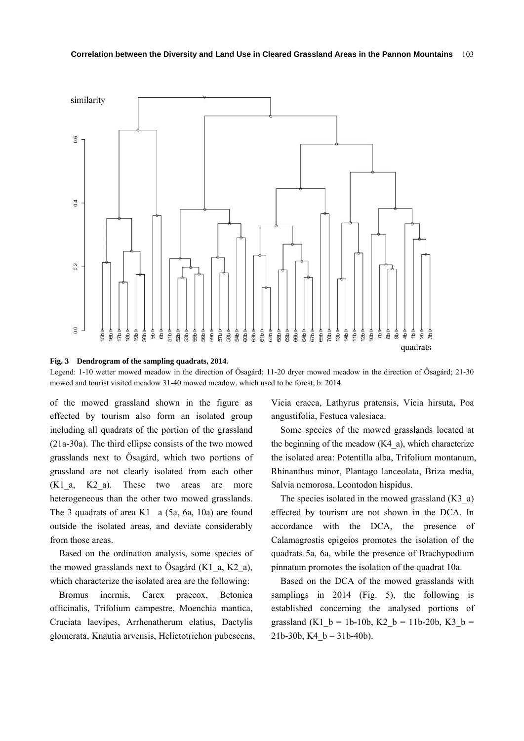**Fig. 3 Dendrogram of the sampling quadrats, 2014.**

Legend: 1-10 wetter mowed meadow in the direction of Ősagárd; 11-20 dryer mowed meadow in the direction of Ősagárd; 21-30 mowed and tourist visited meadow 31-40 mowed meadow, which used to be forest; b: 2014.

of the mowed grassland shown in the figure as effected by tourism also form an isolated group including all quadrats of the portion of the grassland (21a-30a). The third ellipse consists of the two mowed grasslands next to Ősagárd, which two portions of grassland are not clearly isolated from each other (K1_a, K2_a). These two areas are more heterogeneous than the other two mowed grasslands. The 3 quadrats of area K1_ a (5a, 6a, 10a) are found outside the isolated areas, and deviate considerably from those areas.

Based on the ordination analysis, some species of the mowed grasslands next to Ősagárd (K1_a, K2_a), which characterize the isolated area are the following:

Bromus inermis, Carex praecox, Betonica officinalis, Trifolium campestre, Moenchia mantica, Cruciata laevipes, Arrhenatherum elatius, Dactylis glomerata, Knautia arvensis, Helictotrichon pubescens, Vicia cracca, Lathyrus pratensis, Vicia hirsuta, Poa angustifolia, Festuca valesiaca.

Some species of the mowed grasslands located at the beginning of the meadow (K4_a), which characterize the isolated area: Potentilla alba, Trifolium montanum, Rhinanthus minor, Plantago lanceolata, Briza media, Salvia nemorosa, Leontodon hispidus.

The species isolated in the mowed grassland (K3_a) effected by tourism are not shown in the DCA. In accordance with the DCA, the presence of Calamagrostis epigeios promotes the isolation of the quadrats 5a, 6a, while the presence of Brachypodium pinnatum promotes the isolation of the quadrat 10a.

Based on the DCA of the mowed grasslands with samplings in 2014 (Fig. 5), the following is established concerning the analysed portions of grassland (K1_b = 1b-10b, K2_b = 11b-20b, K3_b = 21b-30b, K4_b = 31b-40b).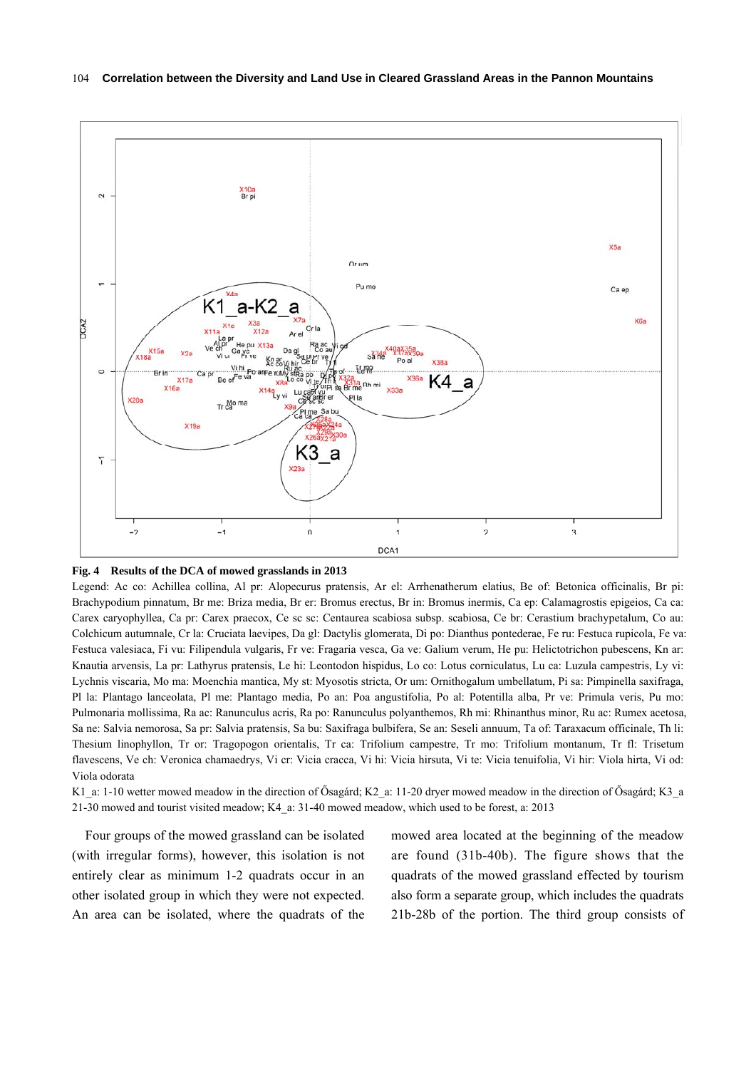**Fig. 4 Results of the DCA of mowed grasslands in 2013**

Legend: Ac co: Achillea collina, Al pr: Alopecurus pratensis, Ar el: Arrhenatherum elatius, Be of: Betonica officinalis, Br pi: Brachypodium pinnatum, Br me: Briza media, Br er: Bromus erectus, Br in: Bromus inermis, Ca ep: Calamagrostis epigeios, Ca ca: Carex caryophyllea, Ca pr: Carex praecox, Ce sc sc: Centaurea scabiosa subsp. scabiosa, Ce br: Cerastium brachypetalum, Co au: Colchicum autumnale, Cr la: Cruciata laevipes, Da gl: Dactylis glomerata, Di po: Dianthus pontederae, Fe ru: Festuca rupicola, Fe va: Festuca valesiaca, Fi vu: Filipendula vulgaris, Fr ve: Fragaria vesca, Ga ve: Galium verum, He pu: Helictotrichon pubescens, Kn ar: Knautia arvensis, La pr: Lathyrus pratensis, Le hi: Leontodon hispidus, Lo co: Lotus corniculatus, Lu ca: Luzula campestris, Ly vi: Lychnis viscaria, Mo ma: Moenchia mantica, My st: Myosotis stricta, Or um: Ornithogalum umbellatum, Pi sa: Pimpinella saxifraga, Pl la: Plantago lanceolata, Pl me: Plantago media, Po an: Poa angustifolia, Po al: Potentilla alba, Pr ve: Primula veris, Pu mo: Pulmonaria mollissima, Ra ac: Ranunculus acris, Ra po: Ranunculus polyanthemos, Rh mi: Rhinanthus minor, Ru ac: Rumex acetosa, Sa ne: Salvia nemorosa, Sa pr: Salvia pratensis, Sa bu: Saxifraga bulbifera, Se an: Seseli annuum, Ta of: Taraxacum officinale, Th li: Thesium linophyllon, Tr or: Tragopogon orientalis, Tr ca: Trifolium campestre, Tr mo: Trifolium montanum, Tr fl: Trisetum flavescens, Ve ch: Veronica chamaedrys, Vi cr: Vicia cracca, Vi hi: Vicia hirsuta, Vi te: Vicia tenuifolia, Vi hir: Viola hirta, Vi od: Viola odorata

K1_a: 1-10 wetter mowed meadow in the direction of Ősagárd; K2_a: 11-20 dryer mowed meadow in the direction of Ősagárd; K3_a 21-30 mowed and tourist visited meadow; K4_a: 31-40 mowed meadow, which used to be forest, a: 2013

Four groups of the mowed grassland can be isolated (with irregular forms), however, this isolation is not entirely clear as minimum 1-2 quadrats occur in an other isolated group in which they were not expected. An area can be isolated, where the quadrats of the mowed area located at the beginning of the meadow are found (31b-40b). The figure shows that the quadrats of the mowed grassland effected by tourism also form a separate group, which includes the quadrats 21b-28b of the portion. The third group consists of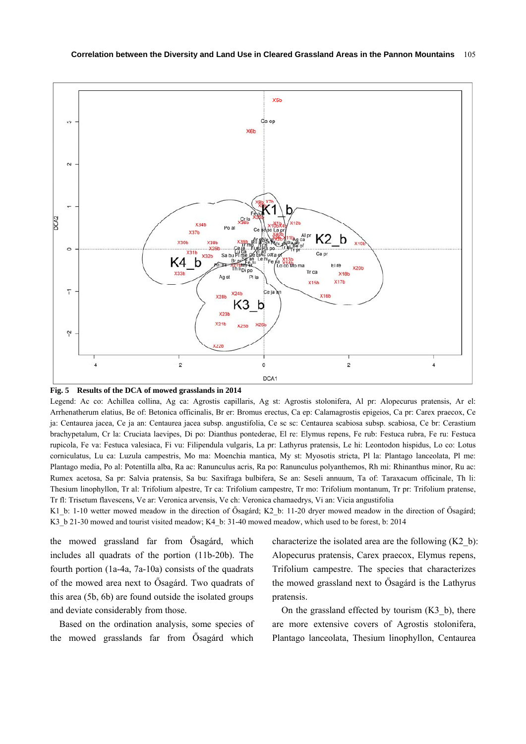**Fig. 5 Results of the DCA of mowed grasslands in 2014**

Legend: Ac co: Achillea collina, Ag ca: Agrostis capillaris, Ag st: Agrostis stolonifera, Al pr: Alopecurus pratensis, Ar el: Arrhenatherum elatius, Be of: Betonica officinalis, Br er: Bromus erectus, Ca ep: Calamagrostis epigeios, Ca pr: Carex praecox, Ce ja: Centaurea jacea, Ce ja an: Centaurea jacea subsp. angustifolia, Ce sc sc: Centaurea scabiosa subsp. scabiosa, Ce br: Cerastium brachypetalum, Cr la: Cruciata laevipes, Di po: Dianthus pontederae, El re: Elymus repens, Fe rub: Festuca rubra, Fe ru: Festuca rupicola, Fe va: Festuca valesiaca, Fi vu: Filipendula vulgaris, La pr: Lathyrus pratensis, Le hi: Leontodon hispidus, Lo co: Lotus corniculatus, Lu ca: Luzula campestris, Mo ma: Moenchia mantica, My st: Myosotis stricta, Pl la: Plantago lanceolata, Pl me: Plantago media, Po al: Potentilla alba, Ra ac: Ranunculus acris, Ra po: Ranunculus polyanthemos, Rh mi: Rhinanthus minor, Ru ac: Rumex acetosa, Sa pr: Salvia pratensis, Sa bu: Saxifraga bulbifera, Se an: Seseli annuum, Ta of: Taraxacum officinale, Th li: Thesium linophyllon, Tr al: Trifolium alpestre, Tr ca: Trifolium campestre, Tr mo: Trifolium montanum, Tr pr: Trifolium pratense, Tr fl: Trisetum flavescens, Ve ar: Veronica arvensis, Ve ch: Veronica chamaedrys, Vi an: Vicia angustifolia

K1_b: 1-10 wetter mowed meadow in the direction of Ősagárd; K2_b: 11-20 dryer mowed meadow in the direction of Ősagárd; K3_b 21-30 mowed and tourist visited meadow; K4_b: 31-40 mowed meadow, which used to be forest, b: 2014

the mowed grassland far from Ősagárd, which includes all quadrats of the portion (11b-20b). The fourth portion (1a-4a, 7a-10a) consists of the quadrats of the mowed area next to Ősagárd. Two quadrats of this area (5b, 6b) are found outside the isolated groups and deviate considerably from those.

Based on the ordination analysis, some species of the mowed grasslands far from Ősagárd which characterize the isolated area are the following (K2_b): Alopecurus pratensis, Carex praecox, Elymus repens, Trifolium campestre. The species that characterizes the mowed grassland next to Ősagárd is the Lathyrus pratensis.

On the grassland effected by tourism (K3_b), there are more extensive covers of Agrostis stolonifera, Plantago lanceolata, Thesium linophyllon, Centaurea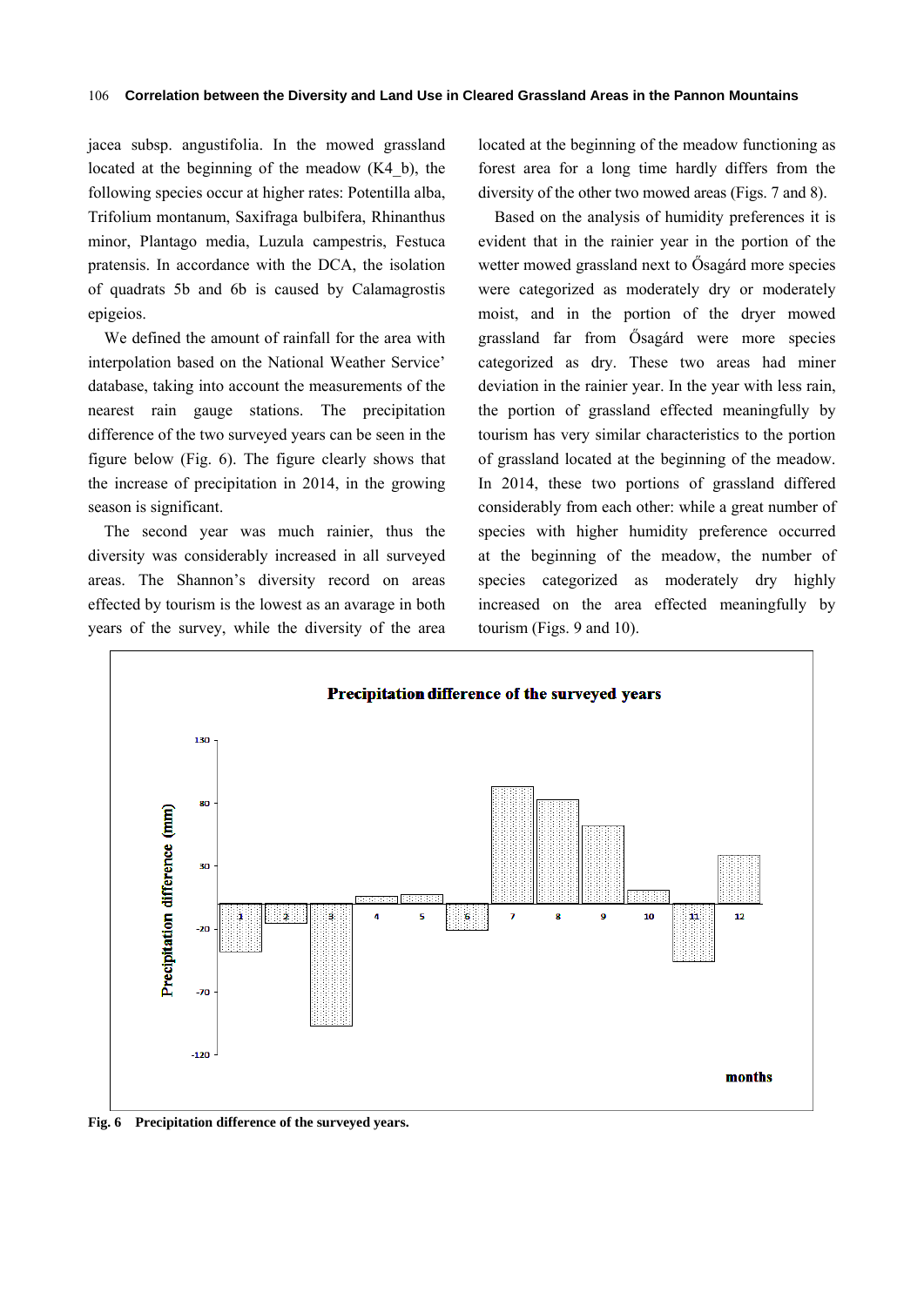jacea subsp. angustifolia. In the mowed grassland located at the beginning of the meadow (K4_b), the following species occur at higher rates: Potentilla alba, Trifolium montanum, Saxifraga bulbifera, Rhinanthus minor, Plantago media, Luzula campestris, Festuca pratensis. In accordance with the DCA, the isolation of quadrats 5b and 6b is caused by Calamagrostis epigeios.

We defined the amount of rainfall for the area with interpolation based on the National Weather Service' database, taking into account the measurements of the nearest rain gauge stations. The precipitation difference of the two surveyed years can be seen in the figure below (Fig. 6). The figure clearly shows that the increase of precipitation in 2014, in the growing season is significant.

The second year was much rainier, thus the diversity was considerably increased in all surveyed areas. The Shannon's diversity record on areas effected by tourism is the lowest as an avarage in both years of the survey, while the diversity of the area located at the beginning of the meadow functioning as forest area for a long time hardly differs from the diversity of the other two mowed areas (Figs. 7 and 8).

Based on the analysis of humidity preferences it is evident that in the rainier year in the portion of the wetter mowed grassland next to Ősagárd more species were categorized as moderately dry or moderately moist, and in the portion of the dryer mowed grassland far from Ősagárd were more species categorized as dry. These two areas had miner deviation in the rainier year. In the year with less rain, the portion of grassland effected meaningfully by tourism has very similar characteristics to the portion of grassland located at the beginning of the meadow. In 2014, these two portions of grassland differed considerably from each other: while a great number of species with higher humidity preference occurred at the beginning of the meadow, the number of species categorized as moderately dry highly increased on the area effected meaningfully by tourism (Figs. 9 and 10).

**Fig. 6 Precipitation difference of the surveyed years.**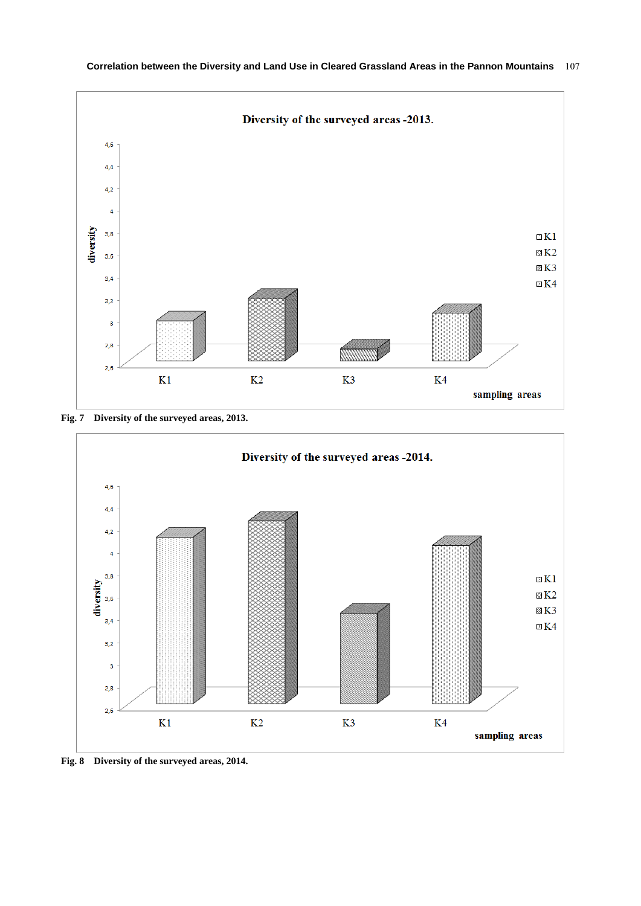Fig. 7 Diversity of the surveyed areas, 2013.

Fig. 8 Diversity of the surveyed areas, 2014.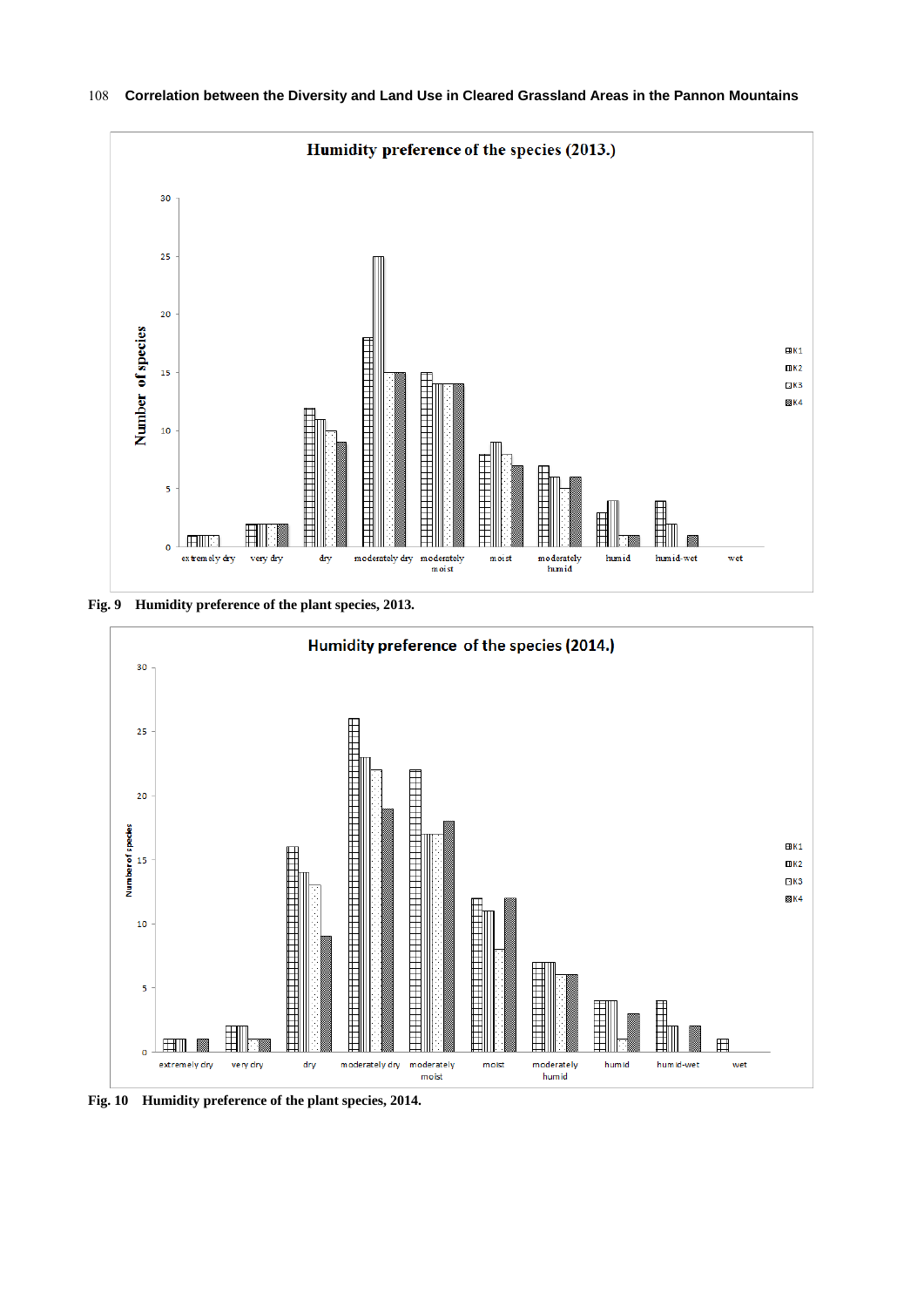Fig. 9 Humidity preference of the plant species, 2013.

Fig. 10 Humidity preference of the plant species, 2014.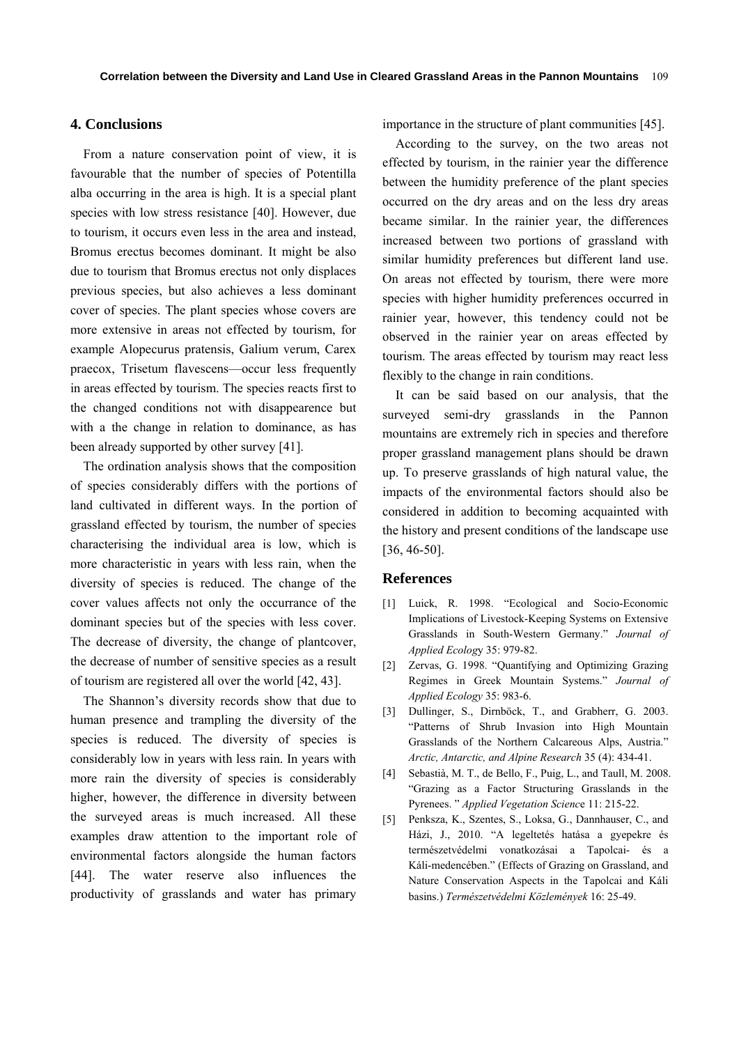## 4. Conclusions

From a nature conservation point of view, it is favourable that the number of species of Potentilla alba occurring in the area is high. It is a special plant species with low stress resistance [40]. However, due to tourism, it occurs even less in the area and instead, Bromus erectus becomes dominant. It might be also due to tourism that Bromus erectus not only displaces previous species, but also achieves a less dominant cover of species. The plant species whose covers are more extensive in areas not effected by tourism, for example Alopecurus pratensis, Galium verum, Carex praecox, Trisetum flavescens—occur less frequently in areas effected by tourism. The species reacts first to the changed conditions not with disappearence but with a the change in relation to dominance, as has been already supported by other survey [41].

The ordination analysis shows that the composition of species considerably differs with the portions of land cultivated in different ways. In the portion of grassland effected by tourism, the number of species characterising the individual area is low, which is more characteristic in years with less rain, when the diversity of species is reduced. The change of the cover values affects not only the occurrance of the dominant species but of the species with less cover. The decrease of diversity, the change of plantcover, the decrease of number of sensitive species as a result of tourism are registered all over the world [42, 43].

The Shannon's diversity records show that due to human presence and trampling the diversity of the species is reduced. The diversity of species is considerably low in years with less rain. In years with more rain the diversity of species is considerably higher, however, the difference in diversity between the surveyed areas is much increased. All these examples draw attention to the important role of environmental factors alongside the human factors [44]. The water reserve also influences the productivity of grasslands and water has primary importance in the structure of plant communities [45].

According to the survey, on the two areas not effected by tourism, in the rainier year the difference between the humidity preference of the plant species occurred on the dry areas and on the less dry areas became similar. In the rainier year, the differences increased between two portions of grassland with similar humidity preferences but different land use. On areas not effected by tourism, there were more species with higher humidity preferences occurred in rainier year, however, this tendency could not be observed in the rainier year on areas effected by tourism. The areas effected by tourism may react less flexibly to the change in rain conditions.

It can be said based on our analysis, that the surveyed semi-dry grasslands in the Pannon mountains are extremely rich in species and therefore proper grassland management plans should be drawn up. To preserve grasslands of high natural value, the impacts of the environmental factors should also be considered in addition to becoming acquainted with the history and present conditions of the landscape use [36, 46-50].

## References

[1] Luick, R. 1998. "Ecological and Socio-Economic Implications of Livestock-Keeping Systems on Extensive Grasslands in South-Western Germany." *Journal of Applied Ecology* 35: 979-82.

[2] Zervas, G. 1998. "Quantifying and Optimizing Grazing Regimes in Greek Mountain Systems." *Journal of Applied Ecology* 35: 983-6.

[3] Dullinger, S., Dirnböck, T., and Grabherr, G. 2003. "Patterns of Shrub Invasion into High Mountain Grasslands of the Northern Calcareous Alps, Austria." *Arctic, Antarctic, and Alpine Research* 35 (4): 434-41.

[4] Sebastià, M. T., de Bello, F., Puig, L., and Taull, M. 2008. "Grazing as a Factor Structuring Grasslands in the Pyrenees. " *Applied Vegetation Science* 11: 215-22.

[5] Penksza, K., Szentes, S., Loksa, G., Dannhauser, C., and Házi, J., 2010. "A legeltetés hatása a gyepekre és természetvédelmi vonatkozásai a Tapolcai- és a Káli-medencében." (Effects of Grazing on Grassland, and Nature Conservation Aspects in the Tapolcai and Káli basins.) *Természetvédelmi Közlemények* 16: 25-49.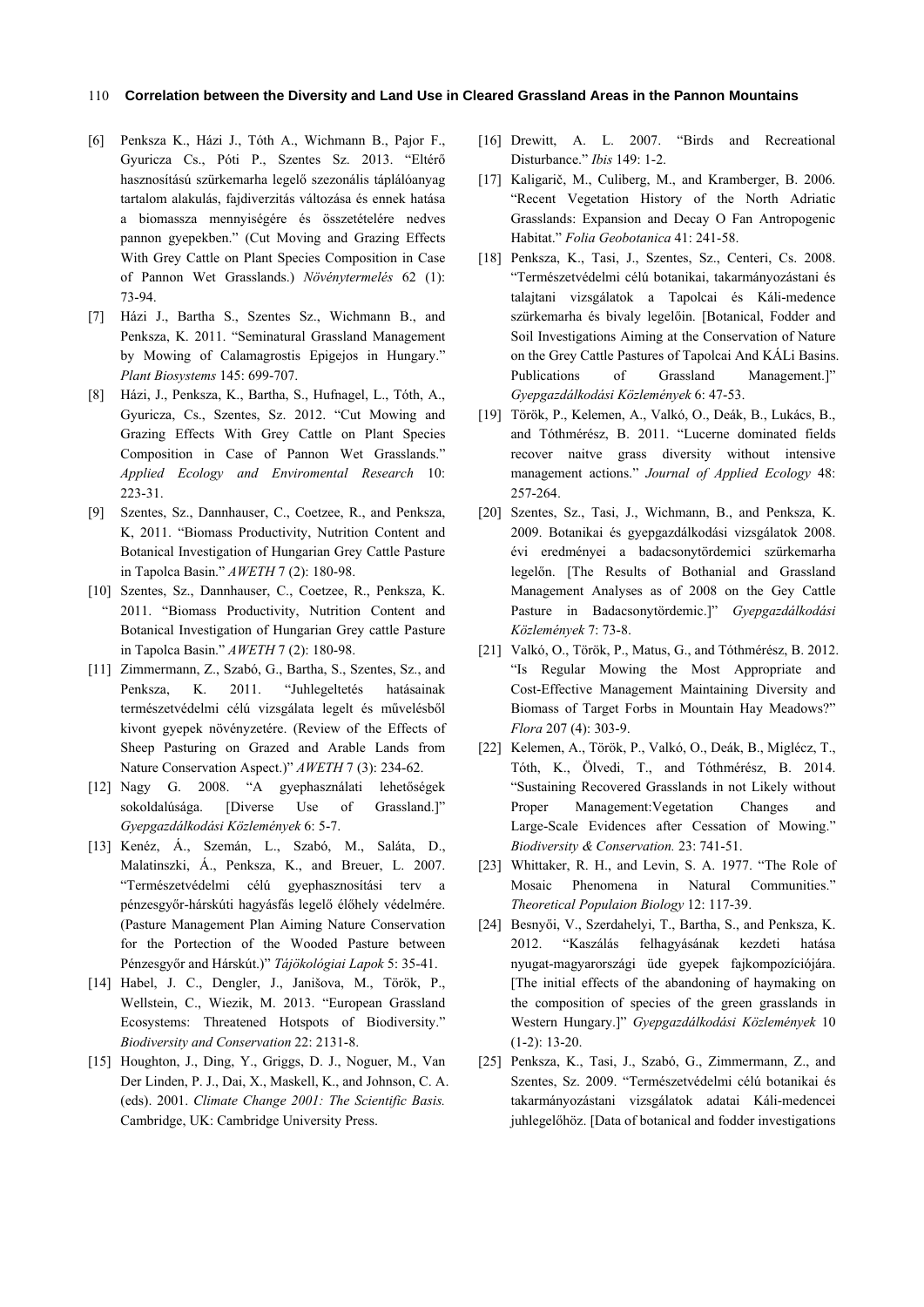[6] Penksza K., Házi J., Tóth A., Wichmann B., Pajor F., Gyuricza Cs., Póti P., Szentes Sz. 2013. "Eltérő hasznosítású szürkemarha legelő szezonális táplálóanyag tartalom alakulás, fajdiverzitás változása és ennek hatása a biomassza mennyiségére és összetételére nedves pannon gyepekben." (Cut Moving and Grazing Effects With Grey Cattle on Plant Species Composition in Case of Pannon Wet Grasslands.) *Növénytermelés* 62 (1): 73-94.

[7] Házi J., Bartha S., Szentes Sz., Wichmann B., and Penksza, K. 2011. "Seminatural Grassland Management by Mowing of Calamagrostis Epigejos in Hungary." *Plant Biosystems* 145: 699-707.

[8] Házi, J., Penksza, K., Bartha, S., Hufnagel, L., Tóth, A., Gyuricza, Cs., Szentes, Sz. 2012. "Cut Mowing and Grazing Effects With Grey Cattle on Plant Species Composition in Case of Pannon Wet Grasslands." *Applied Ecology and Enviromental Research* 10: 223-31.

[9] Szentes, Sz., Dannhauser, C., Coetzee, R., and Penksza, K, 2011. "Biomass Productivity, Nutrition Content and Botanical Investigation of Hungarian Grey Cattle Pasture in Tapolca Basin." *AWETH* 7 (2): 180-98.

[10] Szentes, Sz., Dannhauser, C., Coetzee, R., Penksza, K. 2011. "Biomass Productivity, Nutrition Content and Botanical Investigation of Hungarian Grey cattle Pasture in Tapolca Basin." *AWETH* 7 (2): 180-98.

[11] Zimmermann, Z., Szabó, G., Bartha, S., Szentes, Sz., and Penksza, K. 2011. "Juhlegeltetés hatásainak természetvédelmi célú vizsgálata legelt és művelésből kivont gyepek növényzetére. (Review of the Effects of Sheep Pasturing on Grazed and Arable Lands from Nature Conservation Aspect.)" *AWETH* 7 (3): 234-62.

[12] Nagy G. 2008. "A gyephasználati lehetőségek sokoldalúsága. [Diverse Use of Grassland.]" *Gyepgazdálkodási Közlemények* 6: 5-7.

[13] Kenéz, Á., Szemán, L., Szabó, M., Saláta, D., Malatinszki, Á., Penksza, K., and Breuer, L. 2007. "Természetvédelmi célú gyephasznosítási terv a pénzesgyőr-hárskúti hagyásfás legelő élőhely védelmére. (Pasture Management Plan Aiming Nature Conservation for the Portection of the Wooded Pasture between Pénzesgyőr and Hárskút.)" *Tájökológiai Lapok* 5: 35-41.

[14] Habel, J. C., Dengler, J., Janišova, M., Török, P., Wellstein, C., Wiezik, M. 2013. "European Grassland Ecosystems: Threatened Hotspots of Biodiversity." *Biodiversity and Conservation* 22: 2131-8.

[15] Houghton, J., Ding, Y., Griggs, D. J., Noguer, M., Van Der Linden, P. J., Dai, X., Maskell, K., and Johnson, C. A. (eds). 2001. *Climate Change 2001: The Scientific Basis.* Cambridge, UK: Cambridge University Press.

[16] Drewitt, A. L. 2007. "Birds and Recreational Disturbance." *Ibis* 149: 1-2.

[17] Kaligarič, M., Culiberg, M., and Kramberger, B. 2006. "Recent Vegetation History of the North Adriatic Grasslands: Expansion and Decay O Fan Antropogenic Habitat." *Folia Geobotanica* 41: 241-58.

[18] Penksza, K., Tasi, J., Szentes, Sz., Centeri, Cs. 2008. "Természetvédelmi célú botanikai, takarmányozástani és talajtani vizsgálatok a Tapolcai és Káli-medence szürkemarha és bivaly legelőin. [Botanical, Fodder and Soil Investigations Aiming at the Conservation of Nature on the Grey Cattle Pastures of Tapolcai And KÁLi Basins. Publications of Grassland Management.]" *Gyepgazdálkodási Közlemények* 6: 47-53.

[19] Török, P., Kelemen, A., Valkó, O., Deák, B., Lukács, B., and Tóthmérész, B. 2011. "Lucerne dominated fields recover naitve grass diversity without intensive management actions." *Journal of Applied Ecology* 48: 257-264.

[20] Szentes, Sz., Tasi, J., Wichmann, B., and Penksza, K. 2009. Botanikai és gyepgazdálkodási vizsgálatok 2008. évi eredményei a badacsonytördemici szürkemarha legelőn. [The Results of Bothanial and Grassland Management Analyses as of 2008 on the Gey Cattle Pasture in Badacsonytördemic.]" *Gyepgazdálkodási Közlemények* 7: 73-8.

[21] Valkó, O., Török, P., Matus, G., and Tóthmérész, B. 2012. "Is Regular Mowing the Most Appropriate and Cost-Effective Management Maintaining Diversity and Biomass of Target Forbs in Mountain Hay Meadows?" *Flora* 207 (4): 303-9.

[22] Kelemen, A., Török, P., Valkó, O., Deák, B., Miglécz, T., Tóth, K., Ölvedi, T., and Tóthmérész, B. 2014. "Sustaining Recovered Grasslands in not Likely without Proper Management:Vegetation Changes and Large-Scale Evidences after Cessation of Mowing." *Biodiversity & Conservation.* 23: 741-51.

[23] Whittaker, R. H., and Levin, S. A. 1977. "The Role of Mosaic Phenomena in Natural Communities." *Theoretical Populaion Biology* 12: 117-39.

[24] Besnyői, V., Szerdahelyi, T., Bartha, S., and Penksza, K. 2012. "Kaszálás felhagyásának kezdeti hatása nyugat-magyarországi üde gyepek fajkompozíciójára. [The initial effects of the abandoning of haymaking on the composition of species of the green grasslands in Western Hungary.]" *Gyepgazdálkodási Közlemények* 10 (1-2): 13-20.

[25] Penksza, K., Tasi, J., Szabó, G., Zimmermann, Z., and Szentes, Sz. 2009. "Természetvédelmi célú botanikai és takarmányozástani vizsgálatok adatai Káli-medencei juhlegelőhöz. [Data of botanical and fodder investigations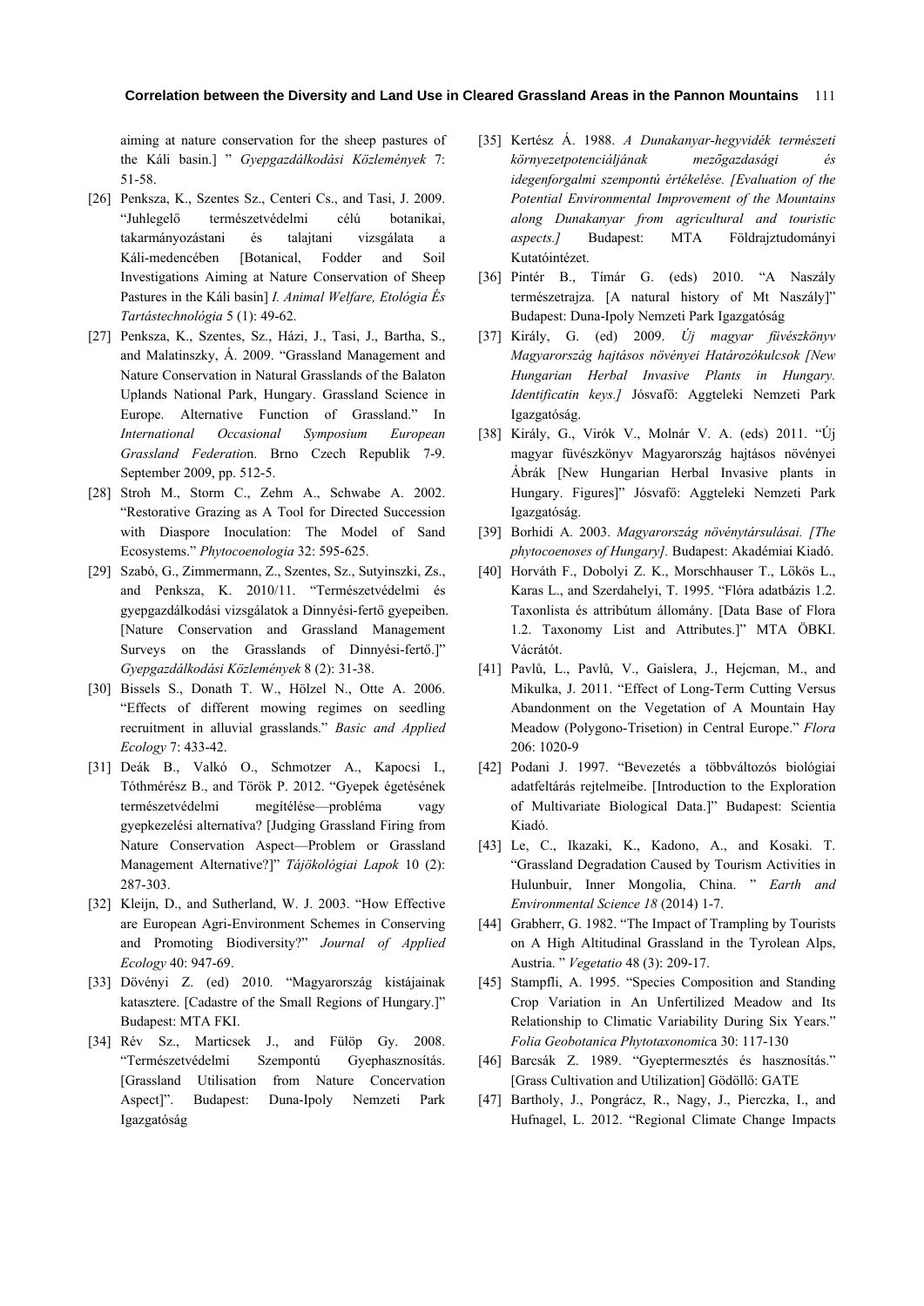aiming at nature conservation for the sheep pastures of the Káli basin.] " *Gyepgazdálkodási Közlemények* 7: 51-58.

[26] Penksza, K., Szentes Sz., Centeri Cs., and Tasi, J. 2009. "Juhlegelő természetvédelmi célú botanikai, takarmányozástani és talajtani vizsgálata a Káli-medencében [Botanical, Fodder and Soil Investigations Aiming at Nature Conservation of Sheep Pastures in the Káli basin] *I. Animal Welfare, Etológia És Tartástechnológia* 5 (1): 49-62.

[27] Penksza, K., Szentes, Sz., Házi, J., Tasi, J., Bartha, S., and Malatinszky, Á. 2009. "Grassland Management and Nature Conservation in Natural Grasslands of the Balaton Uplands National Park, Hungary. Grassland Science in Europe. Alternative Function of Grassland." In *International Occasional Symposium European Grassland Federatio*n. Brno Czech Republik 7-9. September 2009, pp. 512-5.

[28] Stroh M., Storm C., Zehm A., Schwabe A. 2002. "Restorative Grazing as A Tool for Directed Succession with Diaspore Inoculation: The Model of Sand Ecosystems." *Phytocoenologia* 32: 595-625.

[29] Szabó, G., Zimmermann, Z., Szentes, Sz., Sutyinszki, Zs., and Penksza, K. 2010/11. "Természetvédelmi és gyepgazdálkodási vizsgálatok a Dinnyési-fertő gyepeiben. [Nature Conservation and Grassland Management Surveys on the Grasslands of Dinnyési-fertő.]" *Gyepgazdálkodási Közlemények* 8 (2): 31-38.

[30] Bissels S., Donath T. W., Hölzel N., Otte A. 2006. "Effects of different mowing regimes on seedling recruitment in alluvial grasslands." *Basic and Applied Ecology* 7: 433-42.

[31] Deák B., Valkó O., Schmotzer A., Kapocsi I., Tóthmérész B., and Török P. 2012. "Gyepek égetésének természetvédelmi megítélése—probléma vagy gyepkezelési alternatíva? [Judging Grassland Firing from Nature Conservation Aspect—Problem or Grassland Management Alternative?]" *Tájökológiai Lapok* 10 (2): 287-303.

[32] Kleijn, D., and Sutherland, W. J. 2003. "How Effective are European Agri-Environment Schemes in Conserving and Promoting Biodiversity?" *Journal of Applied Ecology* 40: 947-69.

[33] Dövényi Z. (ed) 2010. "Magyarország kistájainak katasztere. [Cadastre of the Small Regions of Hungary.]" Budapest: MTA FKI.

[34] Rév Sz., Marticsek J., and Fülöp Gy. 2008. "Természetvédelmi Szempontú Gyephasznosítás. [Grassland Utilisation from Nature Concervation Aspect]". Budapest: Duna-Ipoly Nemzeti Park Igazgatóság

[35] Kertész Á. 1988. *A Dunakanyar-hegyvidék természeti környezetpotenciáljának mezőgazdasági és idegenforgalmi szempontú értékelése. [Evaluation of the Potential Environmental Improvement of the Mountains along Dunakanyar from agricultural and touristic aspects.]* Budapest: MTA Földrajztudományi Kutatóintézet.

[36] Pintér B., Tímár G. (eds) 2010. "A Naszály természetrajza. [A natural history of Mt Naszály]" Budapest: Duna-Ipoly Nemzeti Park Igazgatóság

[37] Király, G. (ed) 2009. *Új magyar füvészkönyv Magyarország hajtásos növényei Határozókulcsok [New Hungarian Herbal Invasive Plants in Hungary. Identificatin keys.]* Jósvafő: Aggteleki Nemzeti Park Igazgatóság.

[38] Király, G., Virók V., Molnár V. A. (eds) 2011. "Új magyar füvészkönyv Magyarország hajtásos növényei Ábrák [New Hungarian Herbal Invasive plants in Hungary. Figures]" Jósvafő: Aggteleki Nemzeti Park Igazgatóság.

[39] Borhidi A. 2003. *Magyarország növénytársulásai. [The phytocoenoses of Hungary].* Budapest: Akadémiai Kiadó.

[40] Horváth F., Dobolyi Z. K., Morschhauser T., Lőkös L., Karas L., and Szerdahelyi, T. 1995. "Flóra adatbázis 1.2. Taxonlista és attribútum állomány. [Data Base of Flora 1.2. Taxonomy List and Attributes.]" MTA ÖBKI. Vácrátót.

[41] Pavlů, L., Pavlů, V., Gaislera, J., Hejcman, M., and Mikulka, J. 2011. "Effect of Long-Term Cutting Versus Abandonment on the Vegetation of A Mountain Hay Meadow (Polygono-Trisetion) in Central Europe." *Flora* 206: 1020-9

[42] Podani J. 1997. "Bevezetés a többváltozós biológiai adatfeltárás rejtelmeibe. [Introduction to the Exploration of Multivariate Biological Data.]" Budapest: Scientia Kiadó.

[43] Le, C., Ikazaki, K., Kadono, A., and Kosaki. T. "Grassland Degradation Caused by Tourism Activities in Hulunbuir, Inner Mongolia, China. " *Earth and Environmental Science 18* (2014) 1-7.

[44] Grabherr, G. 1982. "The Impact of Trampling by Tourists on A High Altitudinal Grassland in the Tyrolean Alps, Austria. " *Vegetatio* 48 (3): 209-17.

[45] Stampfli, A. 1995. "Species Composition and Standing Crop Variation in An Unfertilized Meadow and Its Relationship to Climatic Variability During Six Years." *Folia Geobotanica Phytotaxonomic*a 30: 117-130

[46] Barcsák Z. 1989. "Gyeptermesztés és hasznosítás." [Grass Cultivation and Utilization] Gödöllő: GATE

[47] Bartholy, J., Pongrácz, R., Nagy, J., Pierczka, I., and Hufnagel, L. 2012. "Regional Climate Change Impacts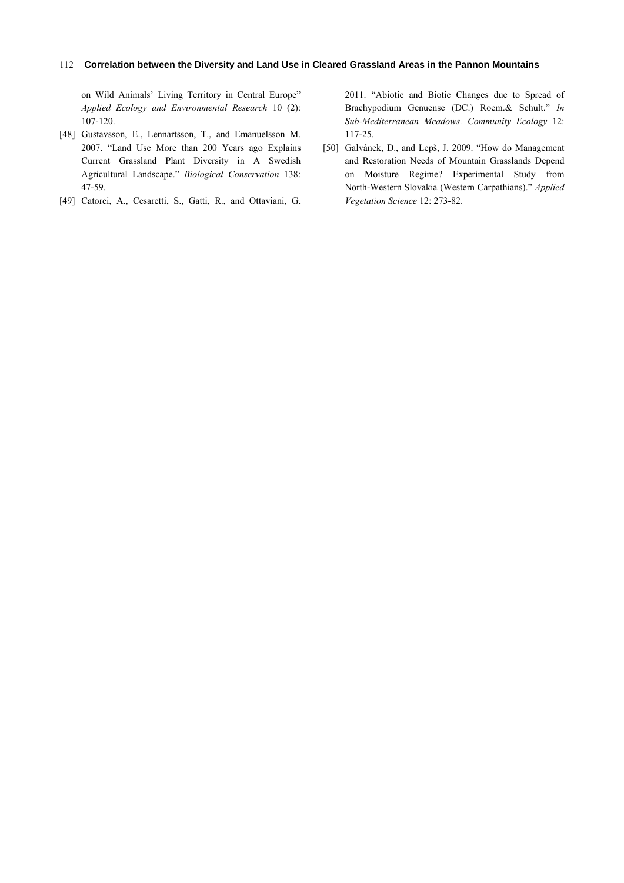on Wild Animals' Living Territory in Central Europe" *Applied Ecology and Environmental Research* 10 (2): 107-120.

[48] Gustavsson, E., Lennartsson, T., and Emanuelsson M. 2007. "Land Use More than 200 Years ago Explains Current Grassland Plant Diversity in A Swedish Agricultural Landscape." *Biological Conservation* 138: 47-59.

[49] Catorci, A., Cesaretti, S., Gatti, R., and Ottaviani, G. 2011. "Abiotic and Biotic Changes due to Spread of Brachypodium Genuense (DC.) Roem.& Schult." *In Sub-Mediterranean Meadows. Community Ecology* 12: 117-25.

[50] Galvánek, D., and Lepš, J. 2009. "How do Management and Restoration Needs of Mountain Grasslands Depend on Moisture Regime? Experimental Study from North-Western Slovakia (Western Carpathians)." *Applied Vegetation Science* 12: 273-82.